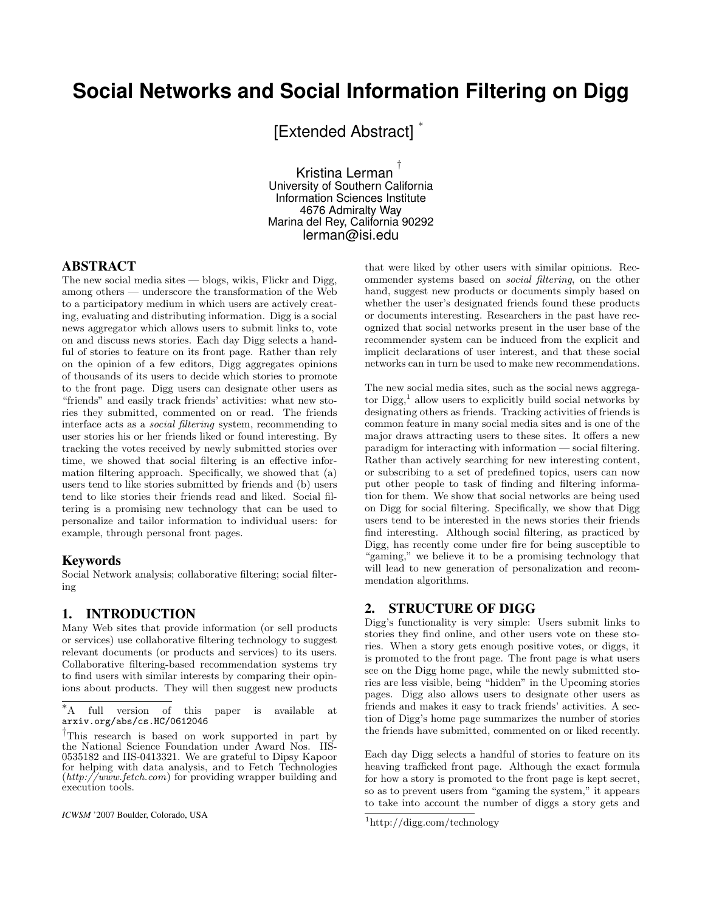# Social Networks and Social Information Filtering on Digg

[Extended Abstract] [*]

Kristina Lerman [†]
University of Southern California
Information Sciences Institute
4676 Admiralty Way
Marina del Rey, California 90292
lerman@isi.edu

## ABSTRACT

The new social media sites — blogs, wikis, Flickr and Digg, among others — underscore the transformation of the Web to a participatory medium in which users are actively creating, evaluating and distributing information. Digg is a social news aggregator which allows users to submit links to, vote on and discuss news stories. Each day Digg selects a handful of stories to feature on its front page. Rather than rely on the opinion of a few editors, Digg aggregates opinions of thousands of its users to decide which stories to promote to the front page. Digg users can designate other users as "friends" and easily track friends' activities: what new stories they submitted, commented on or read. The friends interface acts as a *social filtering* system, recommending to user stories his or her friends liked or found interesting. By tracking the votes received by newly submitted stories over time, we showed that social filtering is an effective information filtering approach. Specifically, we showed that (a) users tend to like stories submitted by friends and (b) users tend to like stories their friends read and liked. Social filtering is a promising new technology that can be used to personalize and tailor information to individual users: for example, through personal front pages.

### Keywords

Social Network analysis; collaborative filtering; social filtering

## 1. INTRODUCTION

Many Web sites that provide information (or sell products or services) use collaborative filtering technology to suggest relevant documents (or products and services) to its users. Collaborative filtering-based recommendation systems try to find users with similar interests by comparing their opinions about products. They will then suggest new products that were liked by other users with similar opinions. Recommender systems based on *social filtering*, on the other hand, suggest new products or documents simply based on whether the user's designated friends found these products or documents interesting. Researchers in the past have recognized that social networks present in the user base of the recommender system can be induced from the explicit and implicit declarations of user interest, and that these social networks can in turn be used to make new recommendations.

The new social media sites, such as the social news aggregator Digg,[1] allow users to explicitly build social networks by designating others as friends. Tracking activities of friends is common feature in many social media sites and is one of the major draws attracting users to these sites. It offers a new paradigm for interacting with information — social filtering. Rather than actively searching for new interesting content, or subscribing to a set of predefined topics, users can now put other people to task of finding and filtering information for them. We show that social networks are being used on Digg for social filtering. Specifically, we show that Digg users tend to be interested in the news stories their friends find interesting. Although social filtering, as practiced by Digg, has recently come under fire for being susceptible to "gaming," we believe it to be a promising technology that will lead to new generation of personalization and recommendation algorithms.

## 2. STRUCTURE OF DIGG

Digg's functionality is very simple: Users submit links to stories they find online, and other users vote on these stories. When a story gets enough positive votes, or diggs, it is promoted to the front page. The front page is what users see on the Digg home page, while the newly submitted stories are less visible, being "hidden" in the Upcoming stories pages. Digg also allows users to designate other users as friends and makes it easy to track friends' activities. A section of Digg's home page summarizes the number of stories the friends have submitted, commented on or liked recently.

Each day Digg selects a handful of stories to feature on its heaving trafficked front page. Although the exact formula for how a story is promoted to the front page is kept secret, so as to prevent users from "gaming the system," it appears to take into account the number of diggs a story gets and

[*] A full version of this paper is available at arxiv.org/abs/cs.HC/0612046

[†] This research is based on work supported in part by the National Science Foundation under Award Nos. IIS-0535182 and IIS-0413321. We are grateful to Dipsy Kapoor for helping with data analysis, and to Fetch Technologies (*http://www.fetch.com*) for providing wrapper building and execution tools.

*ICWSM* '2007 Boulder, Colorado, USA

[1] http://digg.com/technology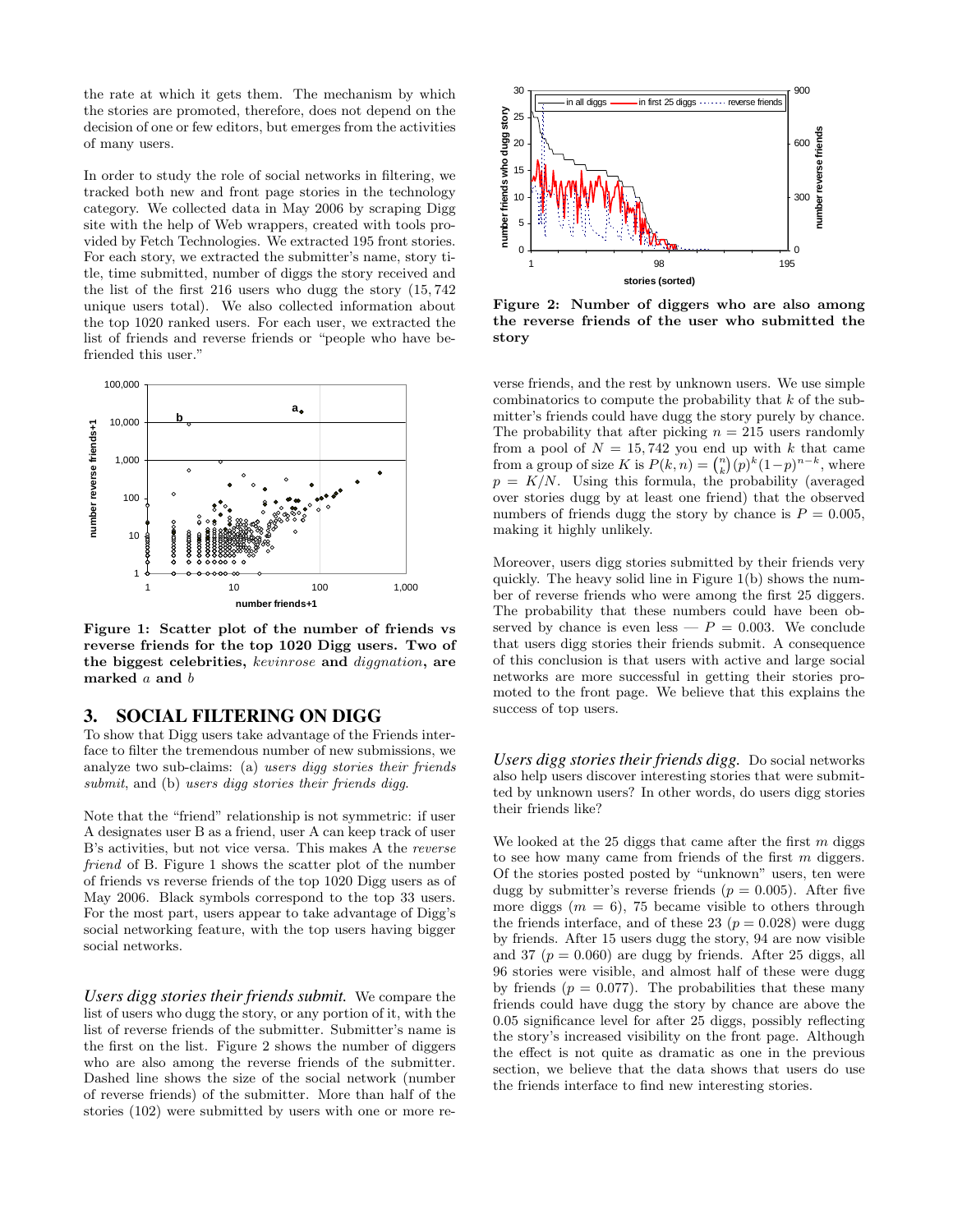the rate at which it gets them. The mechanism by which the stories are promoted, therefore, does not depend on the decision of one or few editors, but emerges from the activities of many users.

In order to study the role of social networks in filtering, we tracked both new and front page stories in the technology category. We collected data in May 2006 by scraping Digg site with the help of Web wrappers, created with tools provided by Fetch Technologies. We extracted 195 front stories. For each story, we extracted the submitter's name, story title, time submitted, number of diggs the story received and the list of the first 216 users who dugg the story (15,742 unique users total). We also collected information about the top 1020 ranked users. For each user, we extracted the list of friends and reverse friends or "people who have befriended this user."

100,000
10,000
1,000
100
10
1
b
a
number reverse friends+1
1
10
100
1,000
number friends+1

**Figure 1: Scatter plot of the number of friends vs reverse friends for the top 1020 Digg users. Two of the biggest celebrities,** ***kevinrose*** **and** ***diggnation*****, are marked** ***a*** **and** ***b***

## 3. SOCIAL FILTERING ON DIGG

To show that Digg users take advantage of the Friends interface to filter the tremendous number of new submissions, we analyze two sub-claims: (a) *users digg stories their friends submit*, and (b) *users digg stories their friends digg*.

Note that the "friend" relationship is not symmetric: if user A designates user B as a friend, user A can keep track of user B's activities, but not vice versa. This makes A the *reverse friend* of B. Figure 1 shows the scatter plot of the number of friends vs reverse friends of the top 1020 Digg users as of May 2006. Black symbols correspond to the top 33 users. For the most part, users appear to take advantage of Digg's social networking feature, with the top users having bigger social networks.

***Users digg stories their friends submit.*** We compare the list of users who dugg the story, or any portion of it, with the list of reverse friends of the submitter. Submitter's name is the first on the list. Figure 2 shows the number of diggers who are also among the reverse friends of the submitter. Dashed line shows the size of the social network (number of reverse friends) of the submitter. More than half of the stories (102) were submitted by users with one or more reverse friends, and the rest by unknown users. We use simple combinatorics to compute the probability that $k$ of the submitter's friends could have dugg the story purely by chance. The probability that after picking $n = 215$ users randomly from a pool of $N = 15,742$ you end up with $k$ that came from a group of size $K$ is $P(k, n) = \binom{n}{k}(p)^k(1-p)^{n-k}$, where $p = K/N$. Using this formula, the probability (averaged over stories dugg by at least one friend) that the observed numbers of friends dugg the story by chance is $P = 0.005$, making it highly unlikely.

30
25
20
15
10
5
0
900
600
300
0
in all diggs
in first 25 diggs
reverse friends
number friends who dugg story
number reverse friends
1
98
195
stories (sorted)

**Figure 2: Number of diggers who are also among the reverse friends of the user who submitted the story**

Moreover, users digg stories submitted by their friends very quickly. The heavy solid line in Figure 1(b) shows the number of reverse friends who were among the first 25 diggers. The probability that these numbers could have been observed by chance is even less — $P = 0.003$. We conclude that users digg stories their friends submit. A consequence of this conclusion is that users with active and large social networks are more successful in getting their stories promoted to the front page. We believe that this explains the success of top users.

***Users digg stories their friends digg.*** Do social networks also help users discover interesting stories that were submitted by unknown users? In other words, do users digg stories their friends like?

We looked at the 25 diggs that came after the first $m$ diggs to see how many came from friends of the first $m$ diggers. Of the stories posted posted by "unknown" users, ten were dugg by submitter's reverse friends ($p = 0.005$). After five more diggs ($m = 6$), 75 became visible to others through the friends interface, and of these 23 ($p = 0.028$) were dugg by friends. After 15 users dugg the story, 94 are now visible and 37 ($p = 0.060$) are dugg by friends. After 25 diggs, all 96 stories were visible, and almost half of these were dugg by friends ($p = 0.077$). The probabilities that these many friends could have dugg the story by chance are above the 0.05 significance level for after 25 diggs, possibly reflecting the story's increased visibility on the front page. Although the effect is not quite as dramatic as one in the previous section, we believe that the data shows that users do use the friends interface to find new interesting stories.